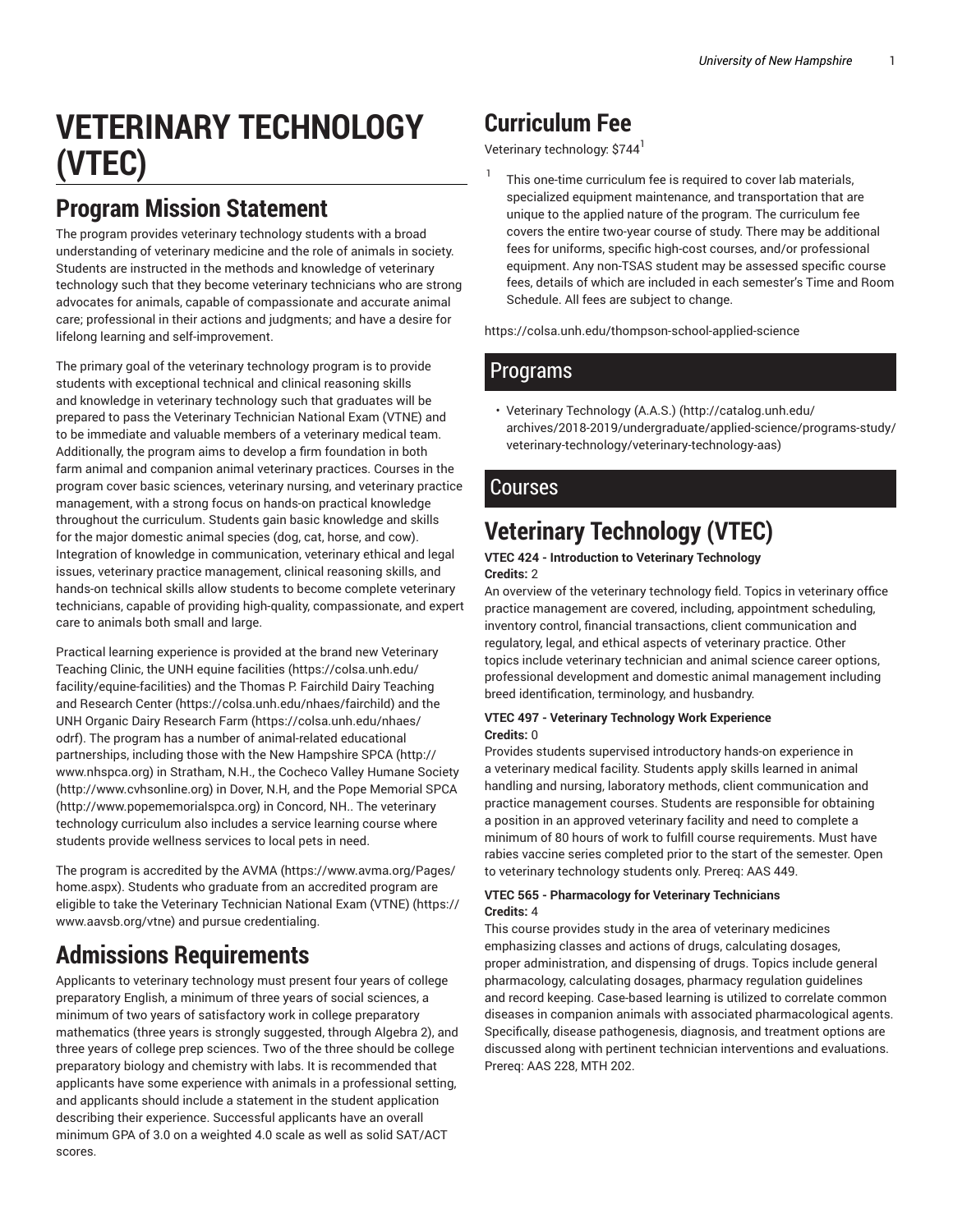# VETERINARY TECHNOLOGY (VTEC)

## Program Mission Statement

The program provides veterinary technology students with a broad understanding of veterinary medicine and the role of animals in society. Students are instructed in the methods and knowledge of veterinary technology such that they become veterinary technicians who are strong advocates for animals, capable of compassionate and accurate animal care; professional in their actions and judgments; and have a desire for lifelong learning and self-improvement.

The primary goal of the veterinary technology program is to provide students with exceptional technical and clinical reasoning skills and knowledge in veterinary technology such that graduates will be prepared to pass the Veterinary Technician National Exam (VTNE) and to be immediate and valuable members of a veterinary medical team. Additionally, the program aims to develop a firm foundation in both farm animal and companion animal veterinary practices. Courses in the program cover basic sciences, veterinary nursing, and veterinary practice management, with a strong focus on hands-on practical knowledge throughout the curriculum. Students gain basic knowledge and skills for the major domestic animal species (dog, cat, horse, and cow). Integration of knowledge in communication, veterinary ethical and legal issues, veterinary practice management, clinical reasoning skills, and hands-on technical skills allow students to become complete veterinary technicians, capable of providing high-quality, compassionate, and expert care to animals both small and large.

Practical learning experience is provided at the brand new Veterinary Teaching Clinic, the UNH equine facilities (https://colsa.unh.edu/facility/equine-facilities) and the Thomas P. Fairchild Dairy Teaching and Research Center (https://colsa.unh.edu/nhaes/fairchild) and the UNH Organic Dairy Research Farm (https://colsa.unh.edu/nhaes/odrf). The program has a number of animal-related educational partnerships, including those with the New Hampshire SPCA (http://www.nhspca.org) in Stratham, N.H., the Cocheco Valley Humane Society (http://www.cvhsonline.org) in Dover, N.H, and the Pope Memorial SPCA (http://www.popememorialspca.org) in Concord, NH.. The veterinary technology curriculum also includes a service learning course where students provide wellness services to local pets in need.

The program is accredited by the AVMA (https://www.avma.org/Pages/home.aspx). Students who graduate from an accredited program are eligible to take the Veterinary Technician National Exam (VTNE) (https://www.aavsb.org/vtne) and pursue credentialing.

## Admissions Requirements

Applicants to veterinary technology must present four years of college preparatory English, a minimum of three years of social sciences, a minimum of two years of satisfactory work in college preparatory mathematics (three years is strongly suggested, through Algebra 2), and three years of college prep sciences. Two of the three should be college preparatory biology and chemistry with labs. It is recommended that applicants have some experience with animals in a professional setting, and applicants should include a statement in the student application describing their experience. Successful applicants have an overall minimum GPA of 3.0 on a weighted 4.0 scale as well as solid SAT/ACT scores.

## Curriculum Fee

Veterinary technology: $744[1]

[1] This one-time curriculum fee is required to cover lab materials, specialized equipment maintenance, and transportation that are unique to the applied nature of the program. The curriculum fee covers the entire two-year course of study. There may be additional fees for uniforms, specific high-cost courses, and/or professional equipment. Any non-TSAS student may be assessed specific course fees, details of which are included in each semester's Time and Room Schedule. All fees are subject to change.

https://colsa.unh.edu/thompson-school-applied-science

## Programs

- Veterinary Technology (A.A.S.) (http://catalog.unh.edu/archives/2018-2019/undergraduate/applied-science/programs-study/veterinary-technology/veterinary-technology-aas)

## Courses

## Veterinary Technology (VTEC)

**VTEC 424 - Introduction to Veterinary Technology**
**Credits:** 2

An overview of the veterinary technology field. Topics in veterinary office practice management are covered, including, appointment scheduling, inventory control, financial transactions, client communication and regulatory, legal, and ethical aspects of veterinary practice. Other topics include veterinary technician and animal science career options, professional development and domestic animal management including breed identification, terminology, and husbandry.

**VTEC 497 - Veterinary Technology Work Experience**
**Credits:** 0

Provides students supervised introductory hands-on experience in a veterinary medical facility. Students apply skills learned in animal handling and nursing, laboratory methods, client communication and practice management courses. Students are responsible for obtaining a position in an approved veterinary facility and need to complete a minimum of 80 hours of work to fulfill course requirements. Must have rabies vaccine series completed prior to the start of the semester. Open to veterinary technology students only. Prereq: AAS 449.

**VTEC 565 - Pharmacology for Veterinary Technicians**
**Credits:** 4

This course provides study in the area of veterinary medicines emphasizing classes and actions of drugs, calculating dosages, proper administration, and dispensing of drugs. Topics include general pharmacology, calculating dosages, pharmacy regulation guidelines and record keeping. Case-based learning is utilized to correlate common diseases in companion animals with associated pharmacological agents. Specifically, disease pathogenesis, diagnosis, and treatment options are discussed along with pertinent technician interventions and evaluations. Prereq: AAS 228, MTH 202.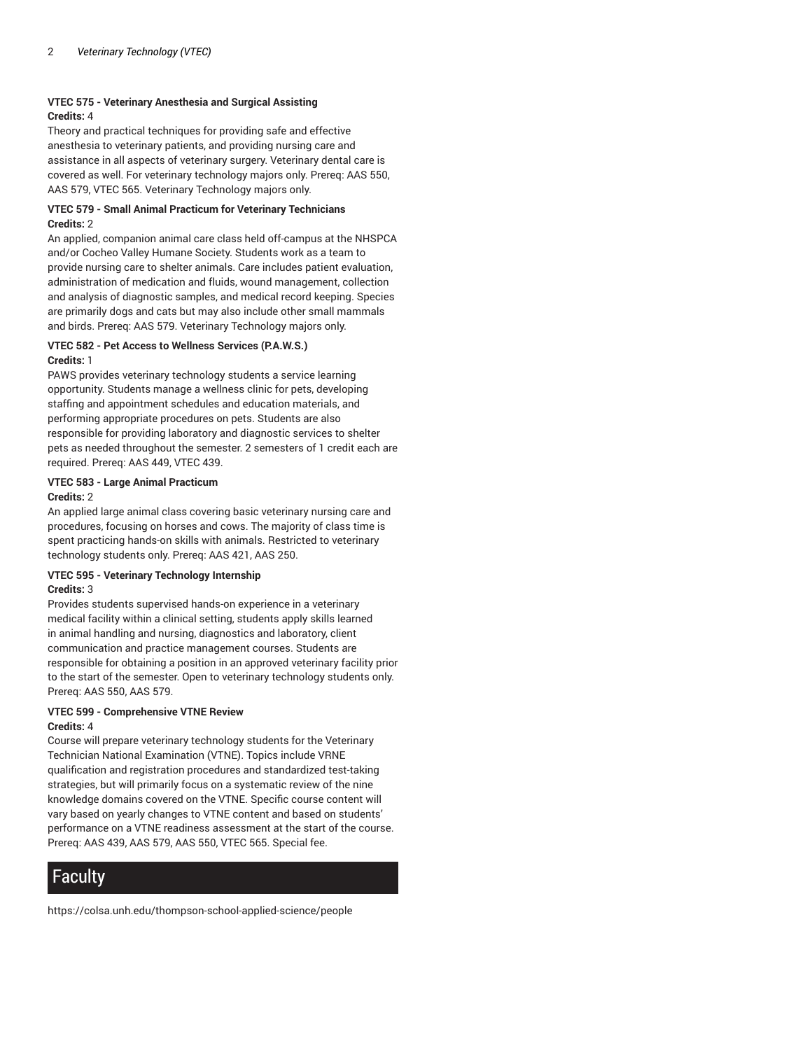**VTEC 575 - Veterinary Anesthesia and Surgical Assisting**
**Credits:** 4

Theory and practical techniques for providing safe and effective anesthesia to veterinary patients, and providing nursing care and assistance in all aspects of veterinary surgery. Veterinary dental care is covered as well. For veterinary technology majors only. Prereq: AAS 550, AAS 579, VTEC 565. Veterinary Technology majors only.

**VTEC 579 - Small Animal Practicum for Veterinary Technicians**
**Credits:** 2

An applied, companion animal care class held off-campus at the NHSPCA and/or Cocheo Valley Humane Society. Students work as a team to provide nursing care to shelter animals. Care includes patient evaluation, administration of medication and fluids, wound management, collection and analysis of diagnostic samples, and medical record keeping. Species are primarily dogs and cats but may also include other small mammals and birds. Prereq: AAS 579. Veterinary Technology majors only.

**VTEC 582 - Pet Access to Wellness Services (P.A.W.S.)**
**Credits:** 1

PAWS provides veterinary technology students a service learning opportunity. Students manage a wellness clinic for pets, developing staffing and appointment schedules and education materials, and performing appropriate procedures on pets. Students are also responsible for providing laboratory and diagnostic services to shelter pets as needed throughout the semester. 2 semesters of 1 credit each are required. Prereq: AAS 449, VTEC 439.

**VTEC 583 - Large Animal Practicum**
**Credits:** 2

An applied large animal class covering basic veterinary nursing care and procedures, focusing on horses and cows. The majority of class time is spent practicing hands-on skills with animals. Restricted to veterinary technology students only. Prereq: AAS 421, AAS 250.

**VTEC 595 - Veterinary Technology Internship**
**Credits:** 3

Provides students supervised hands-on experience in a veterinary medical facility within a clinical setting, students apply skills learned in animal handling and nursing, diagnostics and laboratory, client communication and practice management courses. Students are responsible for obtaining a position in an approved veterinary facility prior to the start of the semester. Open to veterinary technology students only. Prereq: AAS 550, AAS 579.

**VTEC 599 - Comprehensive VTNE Review**
**Credits:** 4

Course will prepare veterinary technology students for the Veterinary Technician National Examination (VTNE). Topics include VRNE qualification and registration procedures and standardized test-taking strategies, but will primarily focus on a systematic review of the nine knowledge domains covered on the VTNE. Specific course content will vary based on yearly changes to VTNE content and based on students' performance on a VTNE readiness assessment at the start of the course. Prereq: AAS 439, AAS 579, AAS 550, VTEC 565. Special fee.

## Faculty

https://colsa.unh.edu/thompson-school-applied-science/people